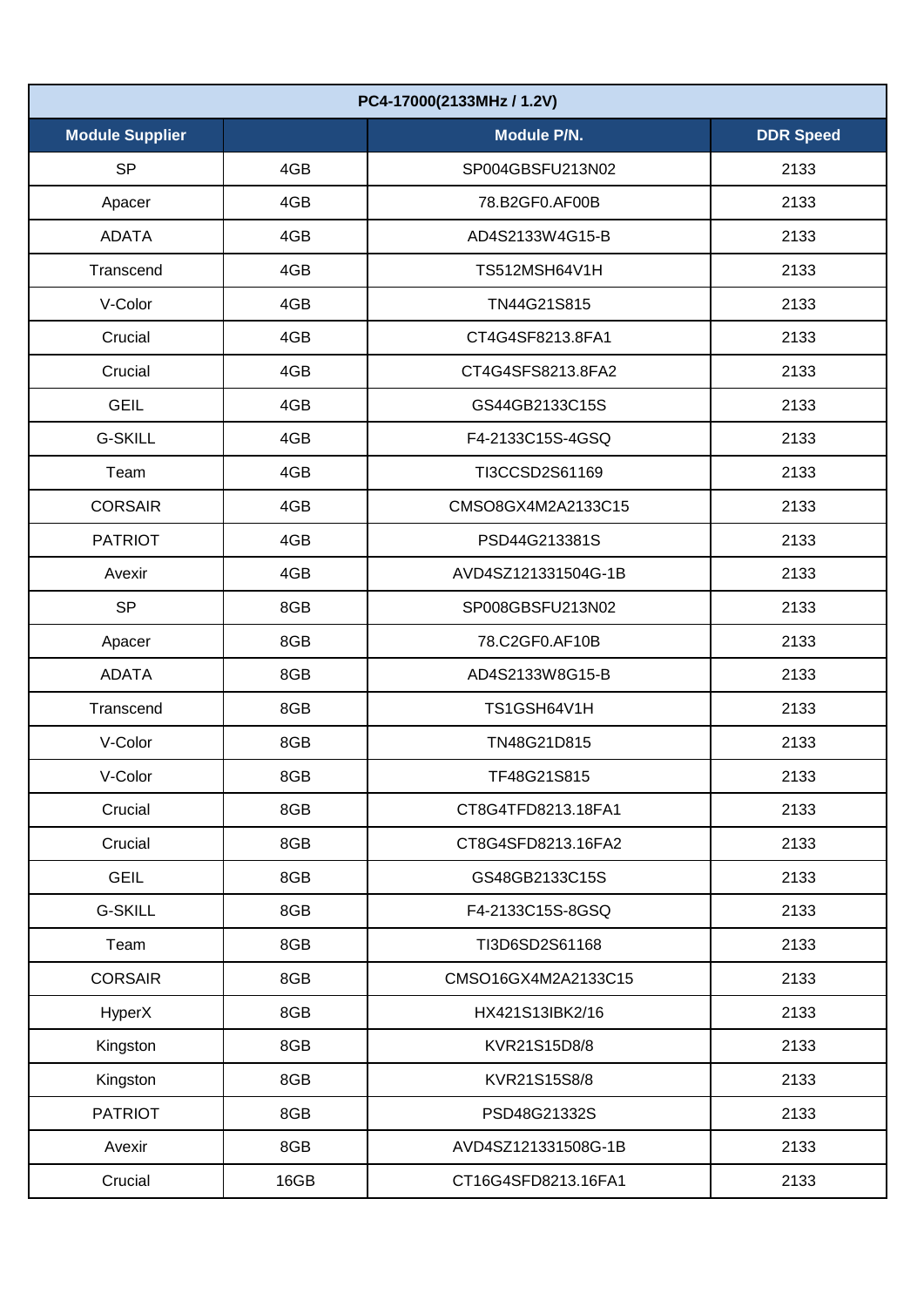| PC4-17000(2133MHz / 1.2V) | | | |
|---|---|---|---|
| **Module Supplier** | | **Module P/N.** | **DDR Speed** |
| SP | 4GB | SP004GBSFU213N02 | 2133 |
| Apacer | 4GB | 78.B2GF0.AF00B | 2133 |
| ADATA | 4GB | AD4S2133W4G15-B | 2133 |
| Transcend | 4GB | TS512MSH64V1H | 2133 |
| V-Color | 4GB | TN44G21S815 | 2133 |
| Crucial | 4GB | CT4G4SF8213.8FA1 | 2133 |
| Crucial | 4GB | CT4G4SFS8213.8FA2 | 2133 |
| GEIL | 4GB | GS44GB2133C15S | 2133 |
| G-SKILL | 4GB | F4-2133C15S-4GSQ | 2133 |
| Team | 4GB | TI3CCSD2S61169 | 2133 |
| CORSAIR | 4GB | CMSO8GX4M2A2133C15 | 2133 |
| PATRIOT | 4GB | PSD44G213381S | 2133 |
| Avexir | 4GB | AVD4SZ121331504G-1B | 2133 |
| SP | 8GB | SP008GBSFU213N02 | 2133 |
| Apacer | 8GB | 78.C2GF0.AF10B | 2133 |
| ADATA | 8GB | AD4S2133W8G15-B | 2133 |
| Transcend | 8GB | TS1GSH64V1H | 2133 |
| V-Color | 8GB | TN48G21D815 | 2133 |
| V-Color | 8GB | TF48G21S815 | 2133 |
| Crucial | 8GB | CT8G4TFD8213.18FA1 | 2133 |
| Crucial | 8GB | CT8G4SFD8213.16FA2 | 2133 |
| GEIL | 8GB | GS48GB2133C15S | 2133 |
| G-SKILL | 8GB | F4-2133C15S-8GSQ | 2133 |
| Team | 8GB | TI3D6SD2S61168 | 2133 |
| CORSAIR | 8GB | CMSO16GX4M2A2133C15 | 2133 |
| HyperX | 8GB | HX421S13IBK2/16 | 2133 |
| Kingston | 8GB | KVR21S15D8/8 | 2133 |
| Kingston | 8GB | KVR21S15S8/8 | 2133 |
| PATRIOT | 8GB | PSD48G21332S | 2133 |
| Avexir | 8GB | AVD4SZ121331508G-1B | 2133 |
| Crucial | 16GB | CT16G4SFD8213.16FA1 | 2133 |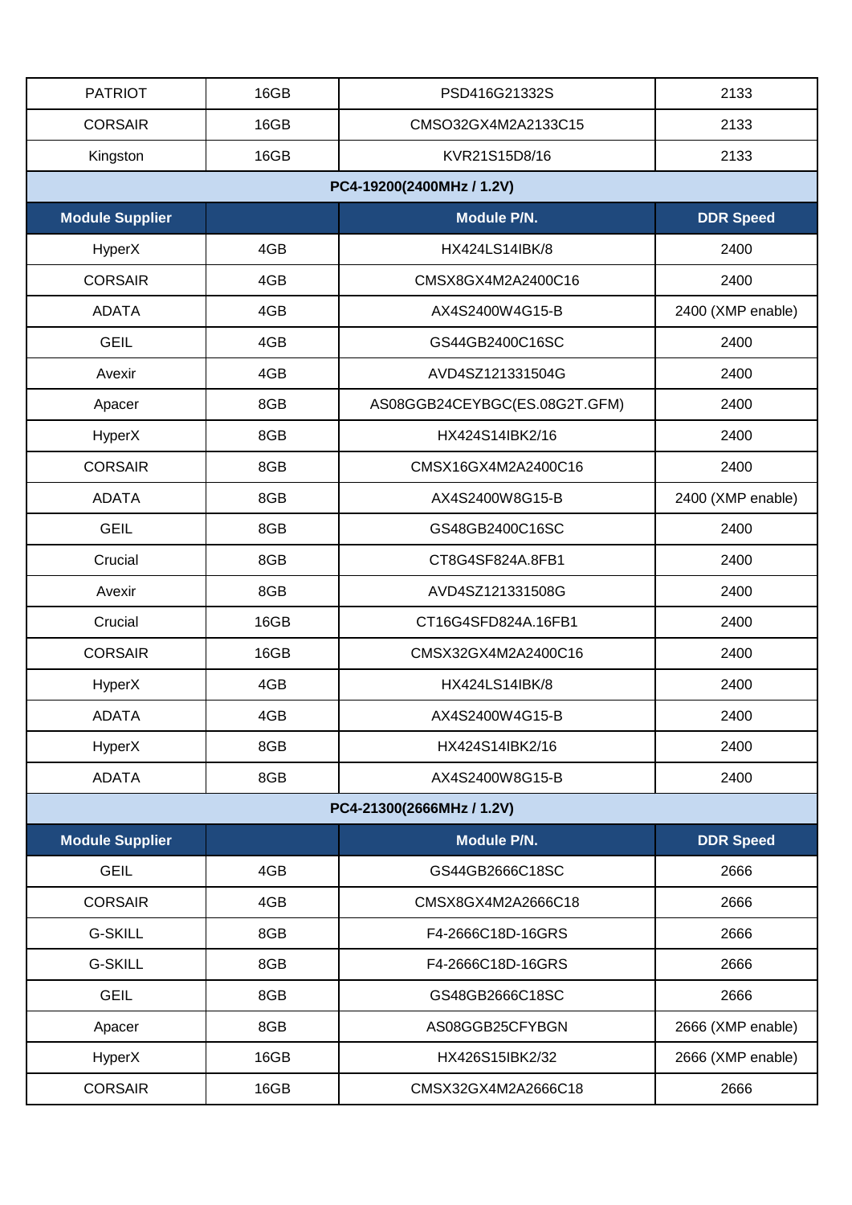| PATRIOT | 16GB | PSD416G21332S | 2133 |
|---|---|---|---|
| CORSAIR | 16GB | CMSO32GX4M2A2133C15 | 2133 |
| Kingston | 16GB | KVR21S15D8/16 | 2133 |
| **PC4-19200(2400MHz / 1.2V)** | | | |
| **Module Supplier** | | **Module P/N.** | **DDR Speed** |
| HyperX | 4GB | HX424LS14IBK/8 | 2400 |
| CORSAIR | 4GB | CMSX8GX4M2A2400C16 | 2400 |
| ADATA | 4GB | AX4S2400W4G15-B | 2400 (XMP enable) |
| GEIL | 4GB | GS44GB2400C16SC | 2400 |
| Avexir | 4GB | AVD4SZ121331504G | 2400 |
| Apacer | 8GB | AS08GGB24CEYBGC(ES.08G2T.GFM) | 2400 |
| HyperX | 8GB | HX424S14IBK2/16 | 2400 |
| CORSAIR | 8GB | CMSX16GX4M2A2400C16 | 2400 |
| ADATA | 8GB | AX4S2400W8G15-B | 2400 (XMP enable) |
| GEIL | 8GB | GS48GB2400C16SC | 2400 |
| Crucial | 8GB | CT8G4SF824A.8FB1 | 2400 |
| Avexir | 8GB | AVD4SZ121331508G | 2400 |
| Crucial | 16GB | CT16G4SFD824A.16FB1 | 2400 |
| CORSAIR | 16GB | CMSX32GX4M2A2400C16 | 2400 |
| HyperX | 4GB | HX424LS14IBK/8 | 2400 |
| ADATA | 4GB | AX4S2400W4G15-B | 2400 |
| HyperX | 8GB | HX424S14IBK2/16 | 2400 |
| ADATA | 8GB | AX4S2400W8G15-B | 2400 |
| **PC4-21300(2666MHz / 1.2V)** | | | |
| **Module Supplier** | | **Module P/N.** | **DDR Speed** |
| GEIL | 4GB | GS44GB2666C18SC | 2666 |
| CORSAIR | 4GB | CMSX8GX4M2A2666C18 | 2666 |
| G-SKILL | 8GB | F4-2666C18D-16GRS | 2666 |
| G-SKILL | 8GB | F4-2666C18D-16GRS | 2666 |
| GEIL | 8GB | GS48GB2666C18SC | 2666 |
| Apacer | 8GB | AS08GGB25CFYBGN | 2666 (XMP enable) |
| HyperX | 16GB | HX426S15IBK2/32 | 2666 (XMP enable) |
| CORSAIR | 16GB | CMSX32GX4M2A2666C18 | 2666 |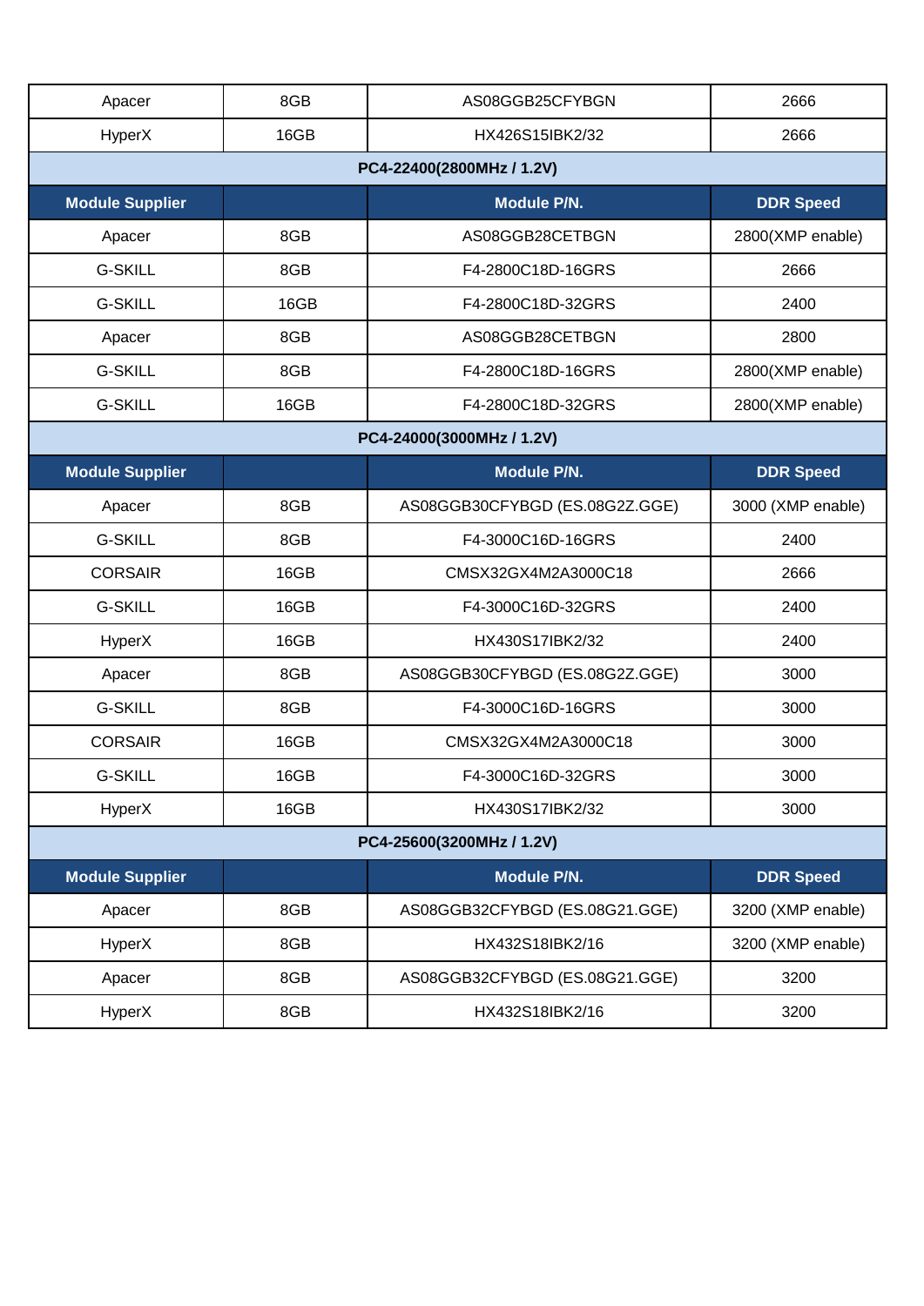| | | | |
|---|---|---|---|
| Apacer | 8GB | AS08GGB25CFYBGN | 2666 |
| HyperX | 16GB | HX426S15IBK2/32 | 2666 |
| **PC4-22400(2800MHz / 1.2V)** | | | |
| **Module Supplier** | | **Module P/N.** | **DDR Speed** |
| Apacer | 8GB | AS08GGB28CETBGN | 2800(XMP enable) |
| G-SKILL | 8GB | F4-2800C18D-16GRS | 2666 |
| G-SKILL | 16GB | F4-2800C18D-32GRS | 2400 |
| Apacer | 8GB | AS08GGB28CETBGN | 2800 |
| G-SKILL | 8GB | F4-2800C18D-16GRS | 2800(XMP enable) |
| G-SKILL | 16GB | F4-2800C18D-32GRS | 2800(XMP enable) |
| **PC4-24000(3000MHz / 1.2V)** | | | |
| **Module Supplier** | | **Module P/N.** | **DDR Speed** |
| Apacer | 8GB | AS08GGB30CFYBGD (ES.08G2Z.GGE) | 3000 (XMP enable) |
| G-SKILL | 8GB | F4-3000C16D-16GRS | 2400 |
| CORSAIR | 16GB | CMSX32GX4M2A3000C18 | 2666 |
| G-SKILL | 16GB | F4-3000C16D-32GRS | 2400 |
| HyperX | 16GB | HX430S17IBK2/32 | 2400 |
| Apacer | 8GB | AS08GGB30CFYBGD (ES.08G2Z.GGE) | 3000 |
| G-SKILL | 8GB | F4-3000C16D-16GRS | 3000 |
| CORSAIR | 16GB | CMSX32GX4M2A3000C18 | 3000 |
| G-SKILL | 16GB | F4-3000C16D-32GRS | 3000 |
| HyperX | 16GB | HX430S17IBK2/32 | 3000 |
| **PC4-25600(3200MHz / 1.2V)** | | | |
| **Module Supplier** | | **Module P/N.** | **DDR Speed** |
| Apacer | 8GB | AS08GGB32CFYBGD (ES.08G21.GGE) | 3200 (XMP enable) |
| HyperX | 8GB | HX432S18IBK2/16 | 3200 (XMP enable) |
| Apacer | 8GB | AS08GGB32CFYBGD (ES.08G21.GGE) | 3200 |
| HyperX | 8GB | HX432S18IBK2/16 | 3200 |